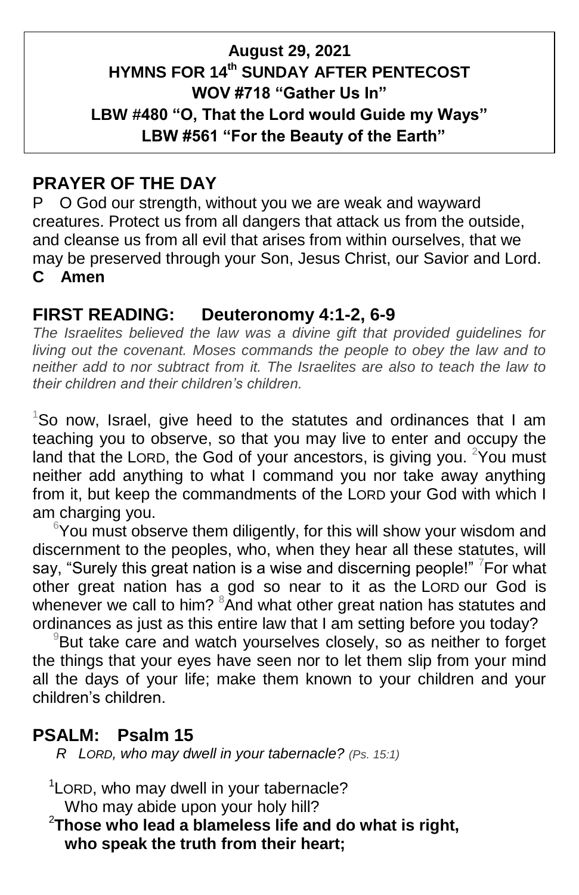**August 29, 2021**
**HYMNS FOR 14th SUNDAY AFTER PENTECOST**
**WOV #718 "Gather Us In"**
**LBW #480 "O, That the Lord would Guide my Ways"**
**LBW #561 "For the Beauty of the Earth"**

## PRAYER OF THE DAY

P O God our strength, without you we are weak and wayward creatures. Protect us from all dangers that attack us from the outside, and cleanse us from all evil that arises from within ourselves, that we may be preserved through your Son, Jesus Christ, our Savior and Lord.
**C Amen**

## FIRST READING: Deuteronomy 4:1-2, 6-9

*The Israelites believed the law was a divine gift that provided guidelines for living out the covenant. Moses commands the people to obey the law and to neither add to nor subtract from it. The Israelites are also to teach the law to their children and their children's children.*

[1]So now, Israel, give heed to the statutes and ordinances that I am teaching you to observe, so that you may live to enter and occupy the land that the LORD, the God of your ancestors, is giving you. [2]You must neither add anything to what I command you nor take away anything from it, but keep the commandments of the LORD your God with which I am charging you.

[6]You must observe them diligently, for this will show your wisdom and discernment to the peoples, who, when they hear all these statutes, will say, "Surely this great nation is a wise and discerning people!" [7]For what other great nation has a god so near to it as the LORD our God is whenever we call to him? [8]And what other great nation has statutes and ordinances as just as this entire law that I am setting before you today?

[9]But take care and watch yourselves closely, so as neither to forget the things that your eyes have seen nor to let them slip from your mind all the days of your life; make them known to your children and your children's children.

## PSALM: Psalm 15

*R LORD, who may dwell in your tabernacle? (Ps. 15:1)*

[1]LORD, who may dwell in your tabernacle?
Who may abide upon your holy hill?
[2]**Those who lead a blameless life and do what is right,**
**who speak the truth from their heart;**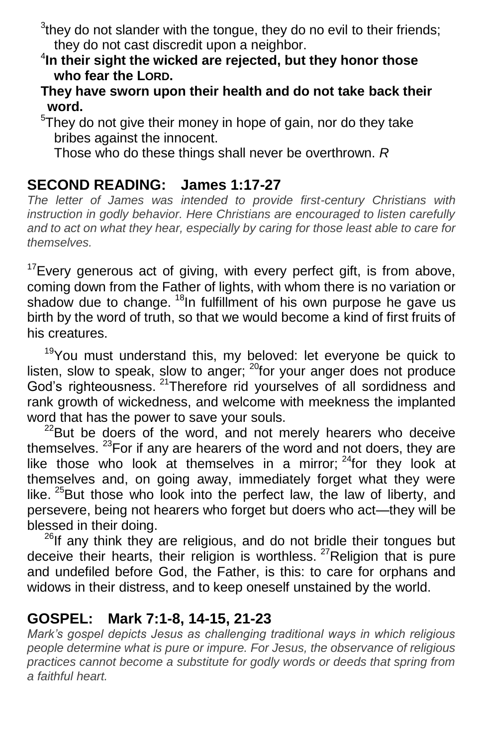[3]they do not slander with the tongue, they do no evil to their friends; they do not cast discredit upon a neighbor.

[4]**In their sight the wicked are rejected, but they honor those who fear the LORD.**

**They have sworn upon their health and do not take back their word.**

[5]They do not give their money in hope of gain, nor do they take bribes against the innocent.

Those who do these things shall never be overthrown. *R*

## SECOND READING: James 1:17-27

*The letter of James was intended to provide first-century Christians with instruction in godly behavior. Here Christians are encouraged to listen carefully and to act on what they hear, especially by caring for those least able to care for themselves.*

[17]Every generous act of giving, with every perfect gift, is from above, coming down from the Father of lights, with whom there is no variation or shadow due to change. [18]In fulfillment of his own purpose he gave us birth by the word of truth, so that we would become a kind of first fruits of his creatures.

[19]You must understand this, my beloved: let everyone be quick to listen, slow to speak, slow to anger; [20]for your anger does not produce God's righteousness. [21]Therefore rid yourselves of all sordidness and rank growth of wickedness, and welcome with meekness the implanted word that has the power to save your souls.

[22]But be doers of the word, and not merely hearers who deceive themselves. [23]For if any are hearers of the word and not doers, they are like those who look at themselves in a mirror; [24]for they look at themselves and, on going away, immediately forget what they were like. [25]But those who look into the perfect law, the law of liberty, and persevere, being not hearers who forget but doers who act—they will be blessed in their doing.

[26]If any think they are religious, and do not bridle their tongues but deceive their hearts, their religion is worthless. [27]Religion that is pure and undefiled before God, the Father, is this: to care for orphans and widows in their distress, and to keep oneself unstained by the world.

## GOSPEL: Mark 7:1-8, 14-15, 21-23

*Mark's gospel depicts Jesus as challenging traditional ways in which religious people determine what is pure or impure. For Jesus, the observance of religious practices cannot become a substitute for godly words or deeds that spring from a faithful heart.*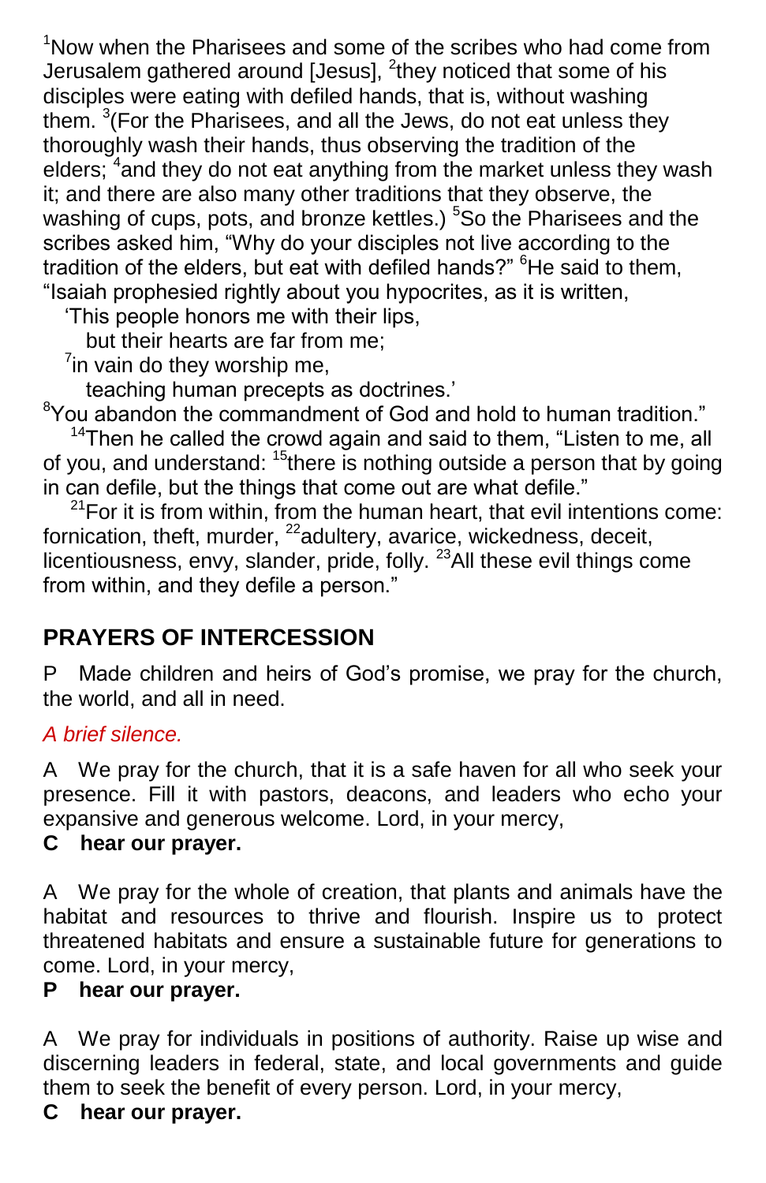[1]Now when the Pharisees and some of the scribes who had come from Jerusalem gathered around [Jesus], [2]they noticed that some of his disciples were eating with defiled hands, that is, without washing them. [3](For the Pharisees, and all the Jews, do not eat unless they thoroughly wash their hands, thus observing the tradition of the elders; [4]and they do not eat anything from the market unless they wash it; and there are also many other traditions that they observe, the washing of cups, pots, and bronze kettles.) [5]So the Pharisees and the scribes asked him, "Why do your disciples not live according to the tradition of the elders, but eat with defiled hands?" [6]He said to them, "Isaiah prophesied rightly about you hypocrites, as it is written,

'This people honors me with their lips,
  but their hearts are far from me;
[7]in vain do they worship me,
  teaching human precepts as doctrines.'

[8]You abandon the commandment of God and hold to human tradition."

[14]Then he called the crowd again and said to them, "Listen to me, all of you, and understand: [15]there is nothing outside a person that by going in can defile, but the things that come out are what defile."

[21]For it is from within, from the human heart, that evil intentions come: fornication, theft, murder, [22]adultery, avarice, wickedness, deceit, licentiousness, envy, slander, pride, folly. [23]All these evil things come from within, and they defile a person."

## PRAYERS OF INTERCESSION

P Made children and heirs of God's promise, we pray for the church, the world, and all in need.

*A brief silence.*

A We pray for the church, that it is a safe haven for all who seek your presence. Fill it with pastors, deacons, and leaders who echo your expansive and generous welcome. Lord, in your mercy,
**C hear our prayer.**

A We pray for the whole of creation, that plants and animals have the habitat and resources to thrive and flourish. Inspire us to protect threatened habitats and ensure a sustainable future for generations to come. Lord, in your mercy,
**P hear our prayer.**

A We pray for individuals in positions of authority. Raise up wise and discerning leaders in federal, state, and local governments and guide them to seek the benefit of every person. Lord, in your mercy,
**C hear our prayer.**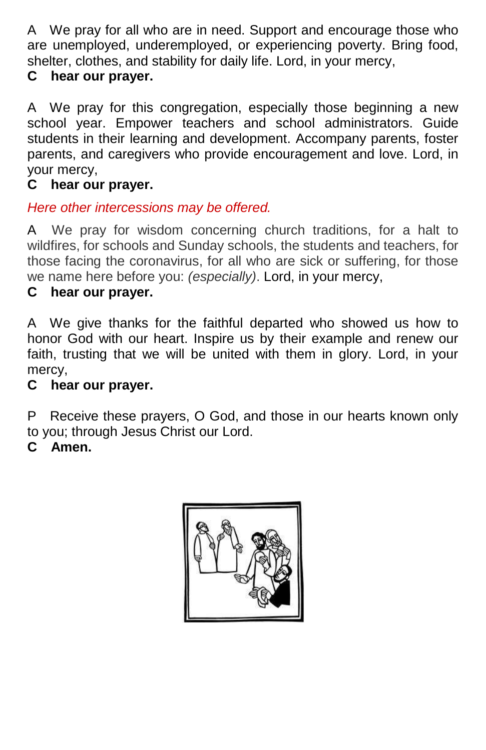A We pray for all who are in need. Support and encourage those who are unemployed, underemployed, or experiencing poverty. Bring food, shelter, clothes, and stability for daily life. Lord, in your mercy,

**C hear our prayer.**

A We pray for this congregation, especially those beginning a new school year. Empower teachers and school administrators. Guide students in their learning and development. Accompany parents, foster parents, and caregivers who provide encouragement and love. Lord, in your mercy,

**C hear our prayer.**

*Here other intercessions may be offered.*

A We pray for wisdom concerning church traditions, for a halt to wildfires, for schools and Sunday schools, the students and teachers, for those facing the coronavirus, for all who are sick or suffering, for those we name here before you: *(especially)*. Lord, in your mercy,

**C hear our prayer.**

A We give thanks for the faithful departed who showed us how to honor God with our heart. Inspire us by their example and renew our faith, trusting that we will be united with them in glory. Lord, in your mercy,

**C hear our prayer.**

P Receive these prayers, O God, and those in our hearts known only to you; through Jesus Christ our Lord.

**C Amen.**